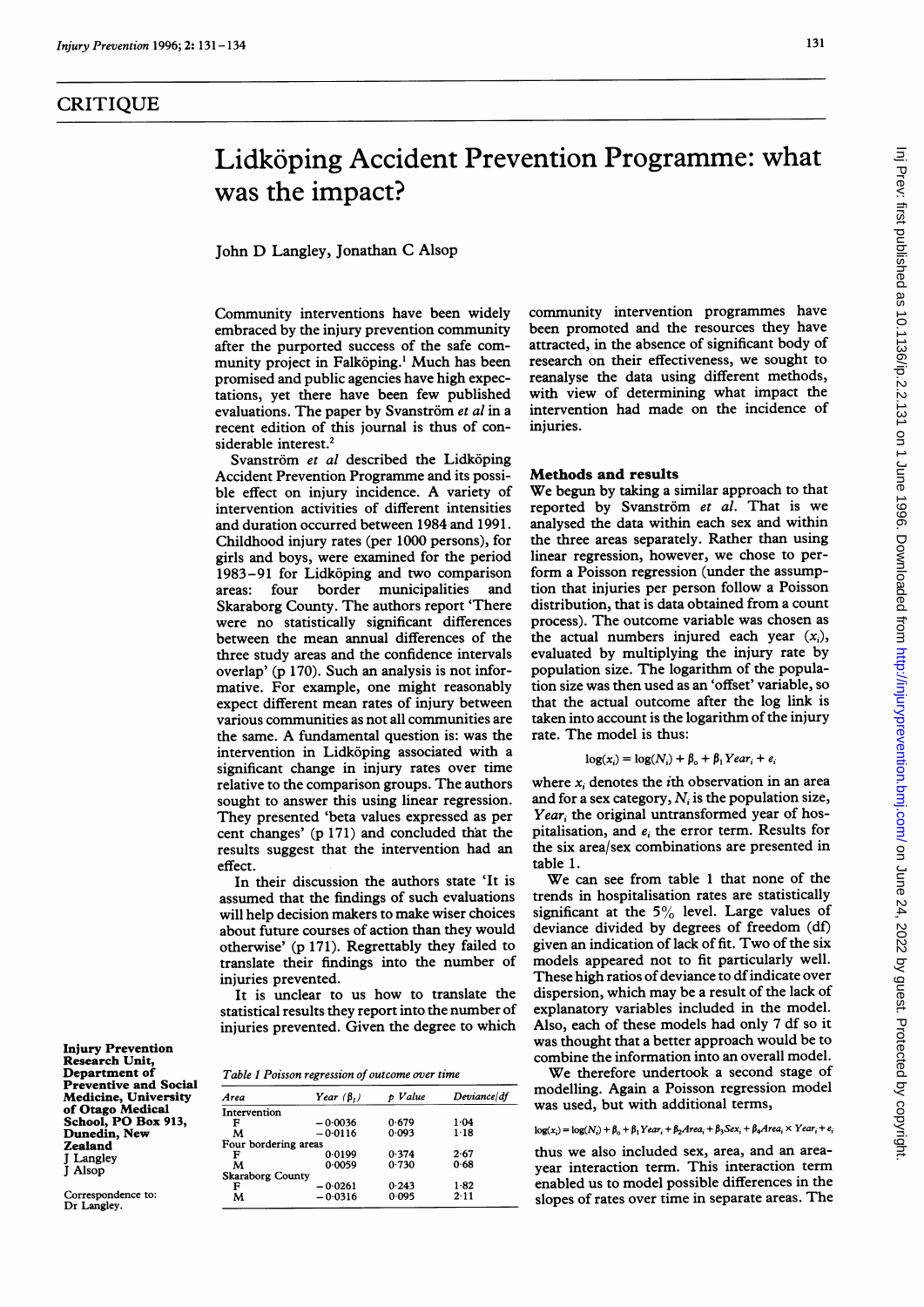CRITIQUE

# Lidköping Accident Prevention Programme: what was the impact?

John D Langley, Jonathan C Alsop

Community interventions have been widely embraced by the injury prevention community after the purported success of the safe community project in Falköping.[1] Much has been promised and public agencies have high expectations, yet there have been few published evaluations. The paper by Svanström *et al* in a recent edition of this journal is thus of considerable interest.[2]

Svanström *et al* described the Lidköping Accident Prevention Programme and its possible effect on injury incidence. A variety of intervention activities of different intensities and duration occurred between 1984 and 1991. Childhood injury rates (per 1000 persons), for girls and boys, were examined for the period 1983–91 for Lidköping and two comparison areas: four border municipalities and Skaraborg County. The authors report 'There were no statistically significant differences between the mean annual differences of the three study areas and the confidence intervals overlap' (p 170). Such an analysis is not informative. For example, one might reasonably expect different mean rates of injury between various communities as not all communities are the same. A fundamental question is: was the intervention in Lidköping associated with a significant change in injury rates over time relative to the comparison groups. The authors sought to answer this using linear regression. They presented 'beta values expressed as per cent changes' (p 171) and concluded that the results suggest that the intervention had an effect.

In their discussion the authors state 'It is assumed that the findings of such evaluations will help decision makers to make wiser choices about future courses of action than they would otherwise' (p 171). Regrettably they failed to translate their findings into the number of injuries prevented.

It is unclear to us how to translate the statistical results they report into the number of injuries prevented. Given the degree to which community intervention programmes have been promoted and the resources they have attracted, in the absence of significant body of research on their effectiveness, we sought to reanalyse the data using different methods, with view of determining what impact the intervention had made on the incidence of injuries.

## Methods and results

We begun by taking a similar approach to that reported by Svanström *et al*. That is we analysed the data within each sex and within the three areas separately. Rather than using linear regression, however, we chose to perform a Poisson regression (under the assumption that injuries per person follow a Poisson distribution, that is data obtained from a count process). The outcome variable was chosen as the actual numbers injured each year ($x_i$), evaluated by multiplying the injury rate by population size. The logarithm of the population size was then used as an 'offset' variable, so that the actual outcome after the log link is taken into account is the logarithm of the injury rate. The model is thus:

$$\log(x_i) = \log(N_i) + \beta_0 + \beta_1 Year_i + e_i$$

where $x_i$ denotes the $i$th observation in an area and for a sex category, $N_i$ is the population size, $Year_i$ the original untransformed year of hospitalisation, and $e_i$ the error term. Results for the six area/sex combinations are presented in table 1.

Table 1 Poisson regression of outcome over time

| Area | Year ($\beta_1$) | p Value | Deviance/df |
|---|---|---|---|
| Intervention | | | |
| F | −0.0036 | 0.679 | 1.04 |
| M | −0.0116 | 0.093 | 1.18 |
| Four bordering areas | | | |
| F | 0.0199 | 0.374 | 2.67 |
| M | 0.0059 | 0.730 | 0.68 |
| Skaraborg County | | | |
| F | −0.0261 | 0.243 | 1.82 |
| M | −0.0316 | 0.095 | 2.11 |

We can see from table 1 that none of the trends in hospitalisation rates are statistically significant at the 5% level. Large values of deviance divided by degrees of freedom (df) given an indication of lack of fit. Two of the six models appeared not to fit particularly well. These high ratios of deviance to df indicate over dispersion, which may be a result of the lack of explanatory variables included in the model. Also, each of these models had only 7 df so it was thought that a better approach would be to combine the information into an overall model.

We therefore undertook a second stage of modelling. Again a Poisson regression model was used, but with additional terms,

$$\log(x_i) = \log(N_i) + \beta_0 + \beta_1 Year_i + \beta_2 Area_i + \beta_3 Sex_i + \beta_4 Area_i \times Year_i + e_i$$

thus we also included sex, area, and an area-year interaction term. This interaction term enabled us to model possible differences in the slopes of rates over time in separate areas. The

Injury Prevention Research Unit, Department of Preventive and Social Medicine, University of Otago Medical School, PO Box 913, Dunedin, New Zealand
J Langley
J Alsop

Correspondence to: Dr Langley.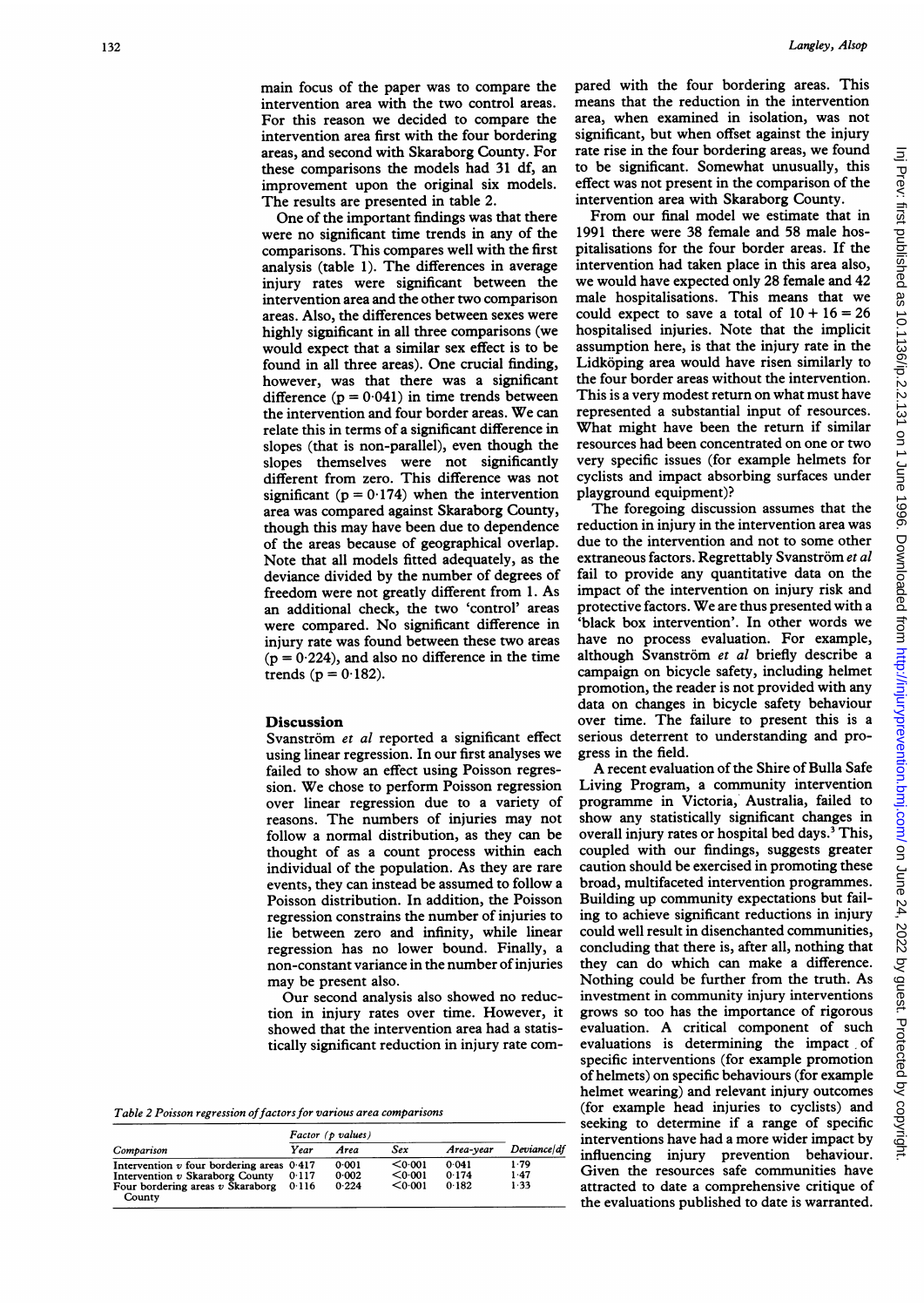main focus of the paper was to compare the intervention area with the two control areas. For this reason we decided to compare the intervention area first with the four bordering areas, and second with Skaraborg County. For these comparisons the models had 31 df, an improvement upon the original six models. The results are presented in table 2.

One of the important findings was that there were no significant time trends in any of the comparisons. This compares well with the first analysis (table 1). The differences in average injury rates were significant between the intervention area and the other two comparison areas. Also, the differences between sexes were highly significant in all three comparisons (we would expect that a similar sex effect is to be found in all three areas). One crucial finding, however, was that there was a significant difference ($p = 0.041$) in time trends between the intervention and four border areas. We can relate this in terms of a significant difference in slopes (that is non-parallel), even though the slopes themselves were not significantly different from zero. This difference was not significant ($p = 0.174$) when the intervention area was compared against Skaraborg County, though this may have been due to dependence of the areas because of geographical overlap. Note that all models fitted adequately, as the deviance divided by the number of degrees of freedom were not greatly different from 1. As an additional check, the two 'control' areas were compared. No significant difference in injury rate was found between these two areas ($p = 0.224$), and also no difference in the time trends ($p = 0.182$).

## Discussion

Svanström *et al* reported a significant effect using linear regression. In our first analyses we failed to show an effect using Poisson regression. We chose to perform Poisson regression over linear regression due to a variety of reasons. The numbers of injuries may not follow a normal distribution, as they can be thought of as a count process within each individual of the population. As they are rare events, they can instead be assumed to follow a Poisson distribution. In addition, the Poisson regression constrains the number of injuries to lie between zero and infinity, while linear regression has no lower bound. Finally, a non-constant variance in the number of injuries may be present also.

Our second analysis also showed no reduction in injury rates over time. However, it showed that the intervention area had a statistically significant reduction in injury rate compared with the four bordering areas. This means that the reduction in the intervention area, when examined in isolation, was not significant, but when offset against the injury rate rise in the four bordering areas, we found to be significant. Somewhat unusually, this effect was not present in the comparison of the intervention area with Skaraborg County.

From our final model we estimate that in 1991 there were 38 female and 58 male hospitalisations for the four border areas. If the intervention had taken place in this area also, we would have expected only 28 female and 42 male hospitalisations. This means that we could expect to save a total of $10 + 16 = 26$ hospitalised injuries. Note that the implicit assumption here, is that the injury rate in the Lidköping area would have risen similarly to the four border areas without the intervention. This is a very modest return on what must have represented a substantial input of resources. What might have been the return if similar resources had been concentrated on one or two very specific issues (for example helmets for cyclists and impact absorbing surfaces under playground equipment)?

The foregoing discussion assumes that the reduction in injury in the intervention area was due to the intervention and not to some other extraneous factors. Regrettably Svanström *et al* fail to provide any quantitative data on the impact of the intervention on injury risk and protective factors. We are thus presented with a 'black box intervention'. In other words we have no process evaluation. For example, although Svanström *et al* briefly describe a campaign on bicycle safety, including helmet promotion, the reader is not provided with any data on changes in bicycle safety behaviour over time. The failure to present this is a serious deterrent to understanding and progress in the field.

A recent evaluation of the Shire of Bulla Safe Living Program, a community intervention programme in Victoria, Australia, failed to show any statistically significant changes in overall injury rates or hospital bed days.[3] This, coupled with our findings, suggests greater caution should be exercised in promoting these broad, multifaceted intervention programmes. Building up community expectations but failing to achieve significant reductions in injury could well result in disenchanted communities, concluding that there is, after all, nothing that they can do which can make a difference. Nothing could be further from the truth. As investment in community injury interventions grows so too has the importance of rigorous evaluation. A critical component of such evaluations is determining the impact of specific interventions (for example promotion of helmets) on specific behaviours (for example helmet wearing) and relevant injury outcomes (for example head injuries to cyclists) and seeking to determine if a range of specific interventions have had a more wider impact by influencing injury prevention behaviour. Given the resources safe communities have attracted to date a comprehensive critique of the evaluations published to date is warranted.

Table 2 Poisson regression of factors for various area comparisons

| Comparison | Factor (p values) | | | | Deviance/df |
|---|---|---|---|---|---|
| | Year | Area | Sex | Area-year | |
| Intervention *v* four bordering areas | 0.417 | 0.001 | <0.001 | 0.041 | 1.79 |
| Intervention *v* Skaraborg County | 0.117 | 0.002 | <0.001 | 0.174 | 1.47 |
| Four bordering areas *v* Skaraborg County | 0.116 | 0.224 | <0.001 | 0.182 | 1.33 |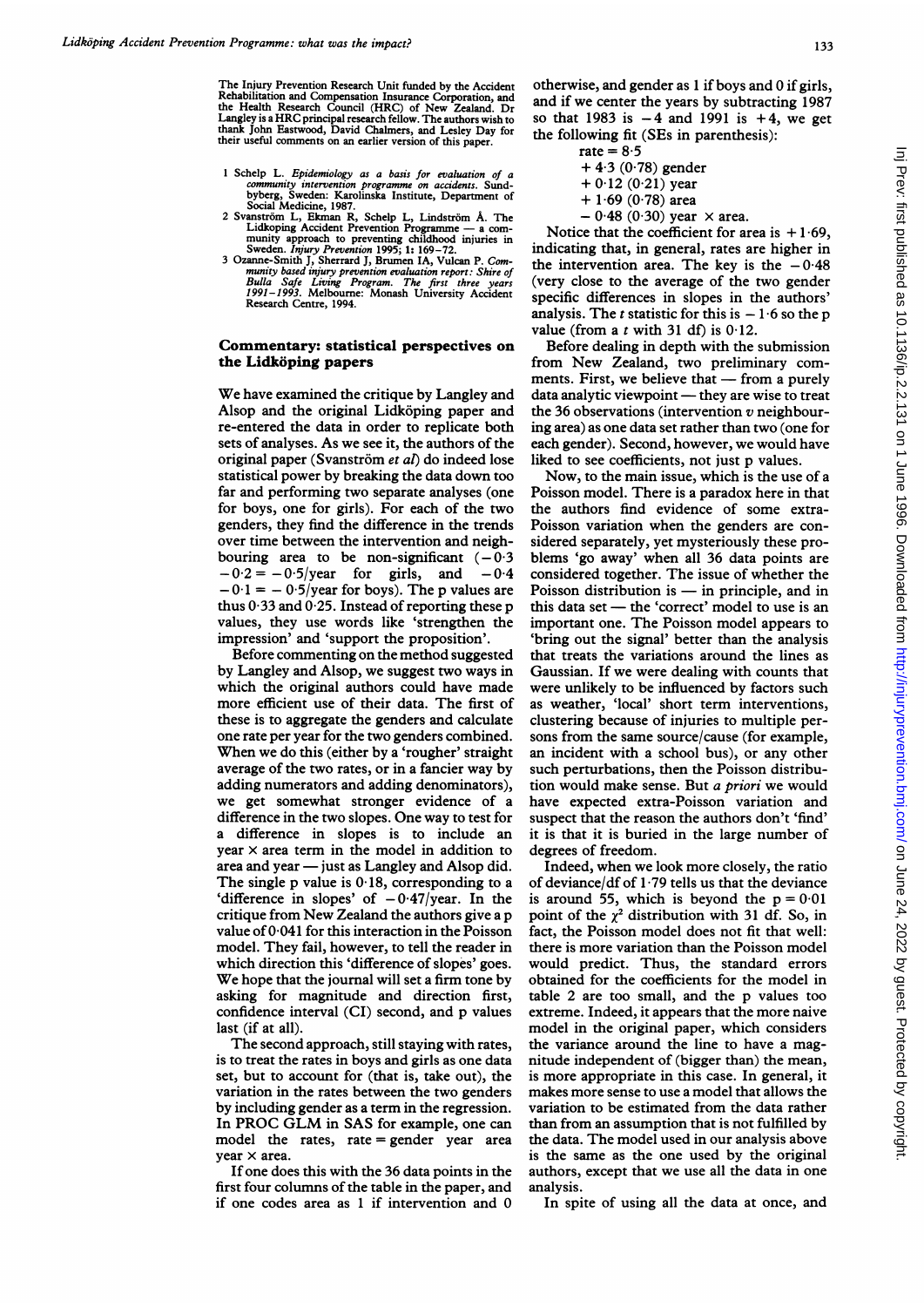The Injury Prevention Research Unit funded by the Accident Rehabilitation and Compensation Insurance Corporation, and the Health Research Council (HRC) of New Zealand. Dr Langley is a HRC principal research fellow. The authors wish to thank John Eastwood, David Chalmers, and Lesley Day for their useful comments on an earlier version of this paper.

1 Schelp L. *Epidemiology as a basis for evaluation of a community intervention programme on accidents.* Sundbyberg, Sweden: Karolinska Institute, Department of Social Medicine, 1987.

2 Svanström L, Ekman R, Schelp L, Lindström Å. The Lidkoping Accident Prevention Programme — a community approach to preventing childhood injuries in Sweden. *Injury Prevention* 1995; 1: 169–72.

3 Ozanne-Smith J, Sherrard J, Brumen IA, Vulcan P. *Community based injury prevention evaluation report: Shire of Bulla Safe Living Program. The first three years 1991–1993.* Melbourne: Monash University Accident Research Centre, 1994.

## Commentary: statistical perspectives on the Lidköping papers

We have examined the critique by Langley and Alsop and the original Lidköping paper and re-entered the data in order to replicate both sets of analyses. As we see it, the authors of the original paper (Svanström *et al*) do indeed lose statistical power by breaking the data down too far and performing two separate analyses (one for boys, one for girls). For each of the two genders, they find the difference in the trends over time between the intervention and neighbouring area to be non-significant ($-0{\cdot}3 - 0{\cdot}2 = -0{\cdot}5$/year for girls, and $-0{\cdot}4 - 0{\cdot}1 = -0{\cdot}5$/year for boys). The p values are thus 0·33 and 0·25. Instead of reporting these p values, they use words like 'strengthen the impression' and 'support the proposition'.

Before commenting on the method suggested by Langley and Alsop, we suggest two ways in which the original authors could have made more efficient use of their data. The first of these is to aggregate the genders and calculate one rate per year for the two genders combined. When we do this (either by a 'rougher' straight average of the two rates, or in a fancier way by adding numerators and adding denominators), we get somewhat stronger evidence of a difference in the two slopes. One way to test for a difference in slopes is to include an year × area term in the model in addition to area and year — just as Langley and Alsop did. The single p value is 0·18, corresponding to a 'difference in slopes' of $-0{\cdot}47$/year. In the critique from New Zealand the authors give a p value of 0·041 for this interaction in the Poisson model. They fail, however, to tell the reader in which direction this 'difference of slopes' goes. We hope that the journal will set a firm tone by asking for magnitude and direction first, confidence interval (CI) second, and p values last (if at all).

The second approach, still staying with rates, is to treat the rates in boys and girls as one data set, but to account for (that is, take out), the variation in the rates between the two genders by including gender as a term in the regression. In PROC GLM in SAS for example, one can model the rates, rate = gender year area year × area.

If one does this with the 36 data points in the first four columns of the table in the paper, and if one codes area as 1 if intervention and 0 otherwise, and gender as 1 if boys and 0 if girls, and if we center the years by subtracting 1987 so that 1983 is $-4$ and 1991 is $+4$, we get the following fit (SEs in parenthesis):

$$
\begin{aligned}
\text{rate} &= 8{\cdot}5 \\
&+ 4{\cdot}3\ (0{\cdot}78)\ \text{gender} \\
&+ 0{\cdot}12\ (0{\cdot}21)\ \text{year} \\
&+ 1{\cdot}69\ (0{\cdot}78)\ \text{area} \\
&- 0{\cdot}48\ (0{\cdot}30)\ \text{year} \times \text{area}.
\end{aligned}
$$

Notice that the coefficient for area is $+1{\cdot}69$, indicating that, in general, rates are higher in the intervention area. The key is the $-0{\cdot}48$ (very close to the average of the two gender specific differences in slopes in the authors' analysis. The $t$ statistic for this is $-1{\cdot}6$ so the p value (from a $t$ with 31 df) is 0·12.

Before dealing in depth with the submission from New Zealand, two preliminary comments. First, we believe that — from a purely data analytic viewpoint — they are wise to treat the 36 observations (intervention *v* neighbouring area) as one data set rather than two (one for each gender). Second, however, we would have liked to see coefficients, not just p values.

Now, to the main issue, which is the use of a Poisson model. There is a paradox here in that the authors find evidence of some extra-Poisson variation when the genders are considered separately, yet mysteriously these problems 'go away' when all 36 data points are considered together. The issue of whether the Poisson distribution is — in principle, and in this data set — the 'correct' model to use is an important one. The Poisson model appears to 'bring out the signal' better than the analysis that treats the variations around the lines as Gaussian. If we were dealing with counts that were unlikely to be influenced by factors such as weather, 'local' short term interventions, clustering because of injuries to multiple persons from the same source/cause (for example, an incident with a school bus), or any other such perturbations, then the Poisson distribution would make sense. But *a priori* we would have expected extra-Poisson variation and suspect that the reason the authors don't 'find' it is that it is buried in the large number of degrees of freedom.

Indeed, when we look more closely, the ratio of deviance/df of 1·79 tells us that the deviance is around 55, which is beyond the $p = 0{\cdot}01$ point of the $\chi^2$ distribution with 31 df. So, in fact, the Poisson model does not fit that well: there is more variation than the Poisson model would predict. Thus, the standard errors obtained for the coefficients for the model in table 2 are too small, and the p values too extreme. Indeed, it appears that the more naive model in the original paper, which considers the variance around the line to have a magnitude independent of (bigger than) the mean, is more appropriate in this case. In general, it makes more sense to use a model that allows the variation to be estimated from the data rather than from an assumption that is not fulfilled by the data. The model used in our analysis above is the same as the one used by the original authors, except that we use all the data in one analysis.

In spite of using all the data at once, and